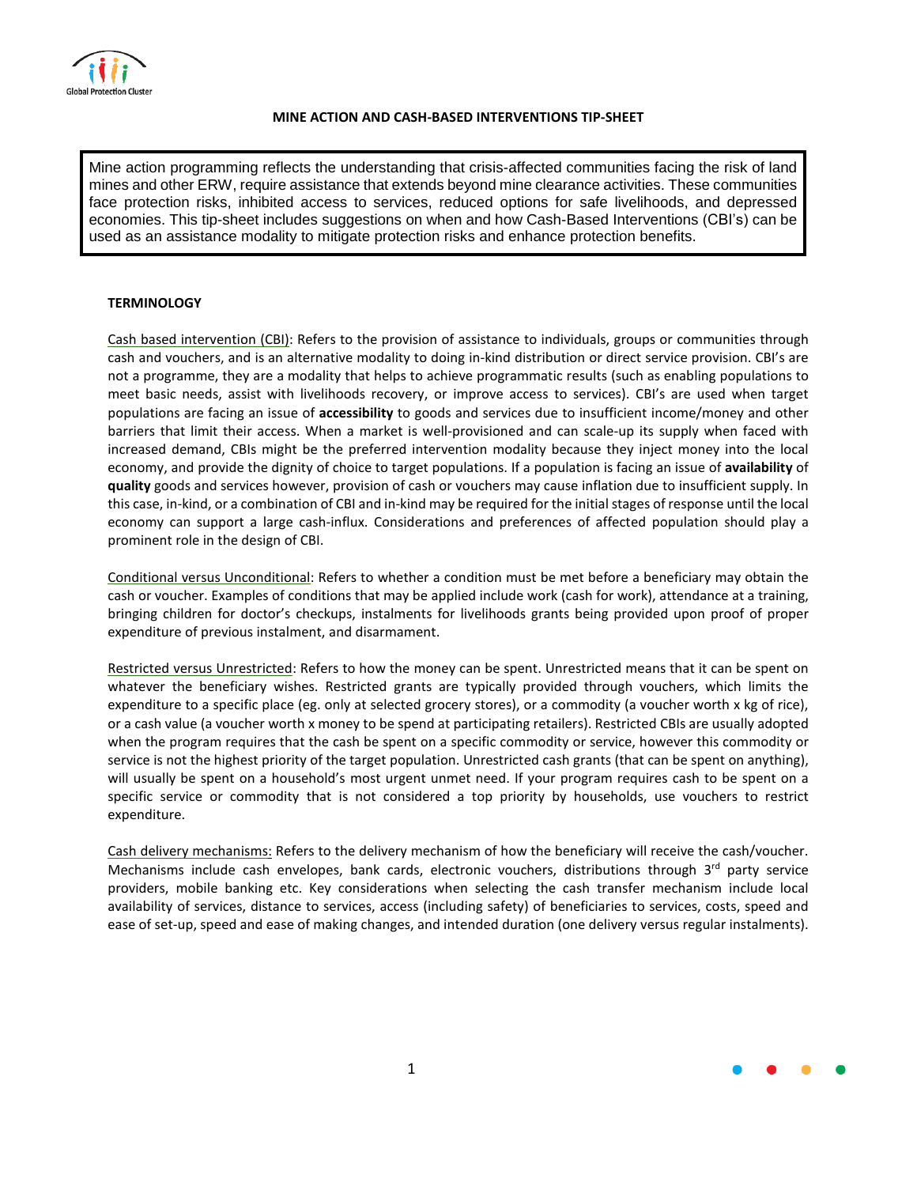# MINE ACTION AND CASH-BASED INTERVENTIONS TIP-SHEET

> Mine action programming reflects the understanding that crisis-affected communities facing the risk of land mines and other ERW, require assistance that extends beyond mine clearance activities. These communities face protection risks, inhibited access to services, reduced options for safe livelihoods, and depressed economies. This tip-sheet includes suggestions on when and how Cash-Based Interventions (CBI's) can be used as an assistance modality to mitigate protection risks and enhance protection benefits.

## TERMINOLOGY

Cash based intervention (CBI): Refers to the provision of assistance to individuals, groups or communities through cash and vouchers, and is an alternative modality to doing in-kind distribution or direct service provision. CBI's are not a programme, they are a modality that helps to achieve programmatic results (such as enabling populations to meet basic needs, assist with livelihoods recovery, or improve access to services). CBI's are used when target populations are facing an issue of **accessibility** to goods and services due to insufficient income/money and other barriers that limit their access. When a market is well-provisioned and can scale-up its supply when faced with increased demand, CBIs might be the preferred intervention modality because they inject money into the local economy, and provide the dignity of choice to target populations. If a population is facing an issue of **availability** of **quality** goods and services however, provision of cash or vouchers may cause inflation due to insufficient supply. In this case, in-kind, or a combination of CBI and in-kind may be required for the initial stages of response until the local economy can support a large cash-influx. Considerations and preferences of affected population should play a prominent role in the design of CBI.

Conditional versus Unconditional: Refers to whether a condition must be met before a beneficiary may obtain the cash or voucher. Examples of conditions that may be applied include work (cash for work), attendance at a training, bringing children for doctor's checkups, instalments for livelihoods grants being provided upon proof of proper expenditure of previous instalment, and disarmament.

Restricted versus Unrestricted: Refers to how the money can be spent. Unrestricted means that it can be spent on whatever the beneficiary wishes. Restricted grants are typically provided through vouchers, which limits the expenditure to a specific place (eg. only at selected grocery stores), or a commodity (a voucher worth x kg of rice), or a cash value (a voucher worth x money to be spend at participating retailers). Restricted CBIs are usually adopted when the program requires that the cash be spent on a specific commodity or service, however this commodity or service is not the highest priority of the target population. Unrestricted cash grants (that can be spent on anything), will usually be spent on a household's most urgent unmet need. If your program requires cash to be spent on a specific service or commodity that is not considered a top priority by households, use vouchers to restrict expenditure.

Cash delivery mechanisms: Refers to the delivery mechanism of how the beneficiary will receive the cash/voucher. Mechanisms include cash envelopes, bank cards, electronic vouchers, distributions through 3rd party service providers, mobile banking etc. Key considerations when selecting the cash transfer mechanism include local availability of services, distance to services, access (including safety) of beneficiaries to services, costs, speed and ease of set-up, speed and ease of making changes, and intended duration (one delivery versus regular instalments).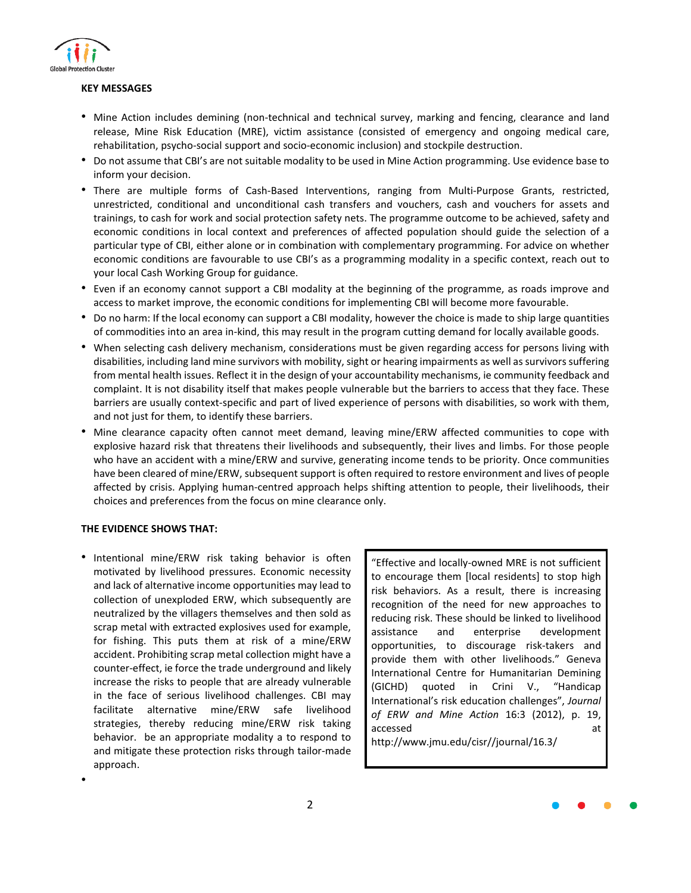**KEY MESSAGES**

- Mine Action includes demining (non-technical and technical survey, marking and fencing, clearance and land release, Mine Risk Education (MRE), victim assistance (consisted of emergency and ongoing medical care, rehabilitation, psycho-social support and socio-economic inclusion) and stockpile destruction.
- Do not assume that CBI's are not suitable modality to be used in Mine Action programming. Use evidence base to inform your decision.
- There are multiple forms of Cash-Based Interventions, ranging from Multi-Purpose Grants, restricted, unrestricted, conditional and unconditional cash transfers and vouchers, cash and vouchers for assets and trainings, to cash for work and social protection safety nets. The programme outcome to be achieved, safety and economic conditions in local context and preferences of affected population should guide the selection of a particular type of CBI, either alone or in combination with complementary programming. For advice on whether economic conditions are favourable to use CBI's as a programming modality in a specific context, reach out to your local Cash Working Group for guidance.
- Even if an economy cannot support a CBI modality at the beginning of the programme, as roads improve and access to market improve, the economic conditions for implementing CBI will become more favourable.
- Do no harm: If the local economy can support a CBI modality, however the choice is made to ship large quantities of commodities into an area in-kind, this may result in the program cutting demand for locally available goods.
- When selecting cash delivery mechanism, considerations must be given regarding access for persons living with disabilities, including land mine survivors with mobility, sight or hearing impairments as well as survivors suffering from mental health issues. Reflect it in the design of your accountability mechanisms, ie community feedback and complaint. It is not disability itself that makes people vulnerable but the barriers to access that they face. These barriers are usually context-specific and part of lived experience of persons with disabilities, so work with them, and not just for them, to identify these barriers.
- Mine clearance capacity often cannot meet demand, leaving mine/ERW affected communities to cope with explosive hazard risk that threatens their livelihoods and subsequently, their lives and limbs. For those people who have an accident with a mine/ERW and survive, generating income tends to be priority. Once communities have been cleared of mine/ERW, subsequent support is often required to restore environment and lives of people affected by crisis. Applying human-centred approach helps shifting attention to people, their livelihoods, their choices and preferences from the focus on mine clearance only.

**THE EVIDENCE SHOWS THAT:**

- Intentional mine/ERW risk taking behavior is often motivated by livelihood pressures. Economic necessity and lack of alternative income opportunities may lead to collection of unexploded ERW, which subsequently are neutralized by the villagers themselves and then sold as scrap metal with extracted explosives used for example, for fishing. This puts them at risk of a mine/ERW accident. Prohibiting scrap metal collection might have a counter-effect, ie force the trade underground and likely increase the risks to people that are already vulnerable in the face of serious livelihood challenges. CBI may facilitate alternative mine/ERW safe livelihood strategies, thereby reducing mine/ERW risk taking behavior. be an appropriate modality a to respond to and mitigate these protection risks through tailor-made approach.
- 

> "Effective and locally-owned MRE is not sufficient to encourage them [local residents] to stop high risk behaviors. As a result, there is increasing recognition of the need for new approaches to reducing risk. These should be linked to livelihood assistance and enterprise development opportunities, to discourage risk-takers and provide them with other livelihoods." Geneva International Centre for Humanitarian Demining (GICHD) quoted in Crini V., "Handicap International's risk education challenges", *Journal of ERW and Mine Action* 16:3 (2012), p. 19, accessed at http://www.jmu.edu/cisr//journal/16.3/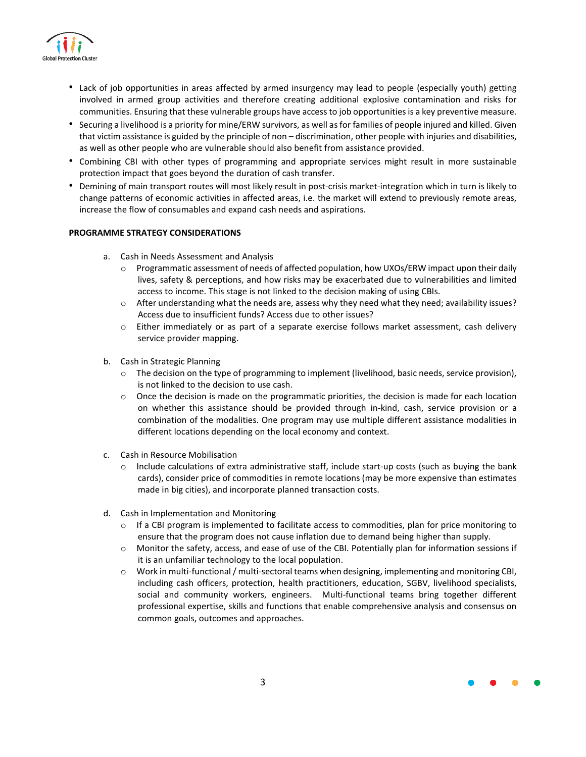- Lack of job opportunities in areas affected by armed insurgency may lead to people (especially youth) getting involved in armed group activities and therefore creating additional explosive contamination and risks for communities. Ensuring that these vulnerable groups have access to job opportunities is a key preventive measure.
- Securing a livelihood is a priority for mine/ERW survivors, as well as for families of people injured and killed. Given that victim assistance is guided by the principle of non – discrimination, other people with injuries and disabilities, as well as other people who are vulnerable should also benefit from assistance provided.
- Combining CBI with other types of programming and appropriate services might result in more sustainable protection impact that goes beyond the duration of cash transfer.
- Demining of main transport routes will most likely result in post-crisis market-integration which in turn is likely to change patterns of economic activities in affected areas, i.e. the market will extend to previously remote areas, increase the flow of consumables and expand cash needs and aspirations.

**PROGRAMME STRATEGY CONSIDERATIONS**

a. Cash in Needs Assessment and Analysis
   - Programmatic assessment of needs of affected population, how UXOs/ERW impact upon their daily lives, safety & perceptions, and how risks may be exacerbated due to vulnerabilities and limited access to income. This stage is not linked to the decision making of using CBIs.
   - After understanding what the needs are, assess why they need what they need; availability issues? Access due to insufficient funds? Access due to other issues?
   - Either immediately or as part of a separate exercise follows market assessment, cash delivery service provider mapping.

b. Cash in Strategic Planning
   - The decision on the type of programming to implement (livelihood, basic needs, service provision), is not linked to the decision to use cash.
   - Once the decision is made on the programmatic priorities, the decision is made for each location on whether this assistance should be provided through in-kind, cash, service provision or a combination of the modalities. One program may use multiple different assistance modalities in different locations depending on the local economy and context.

c. Cash in Resource Mobilisation
   - Include calculations of extra administrative staff, include start-up costs (such as buying the bank cards), consider price of commodities in remote locations (may be more expensive than estimates made in big cities), and incorporate planned transaction costs.

d. Cash in Implementation and Monitoring
   - If a CBI program is implemented to facilitate access to commodities, plan for price monitoring to ensure that the program does not cause inflation due to demand being higher than supply.
   - Monitor the safety, access, and ease of use of the CBI. Potentially plan for information sessions if it is an unfamiliar technology to the local population.
   - Work in multi-functional / multi-sectoral teams when designing, implementing and monitoring CBI, including cash officers, protection, health practitioners, education, SGBV, livelihood specialists, social and community workers, engineers. Multi-functional teams bring together different professional expertise, skills and functions that enable comprehensive analysis and consensus on common goals, outcomes and approaches.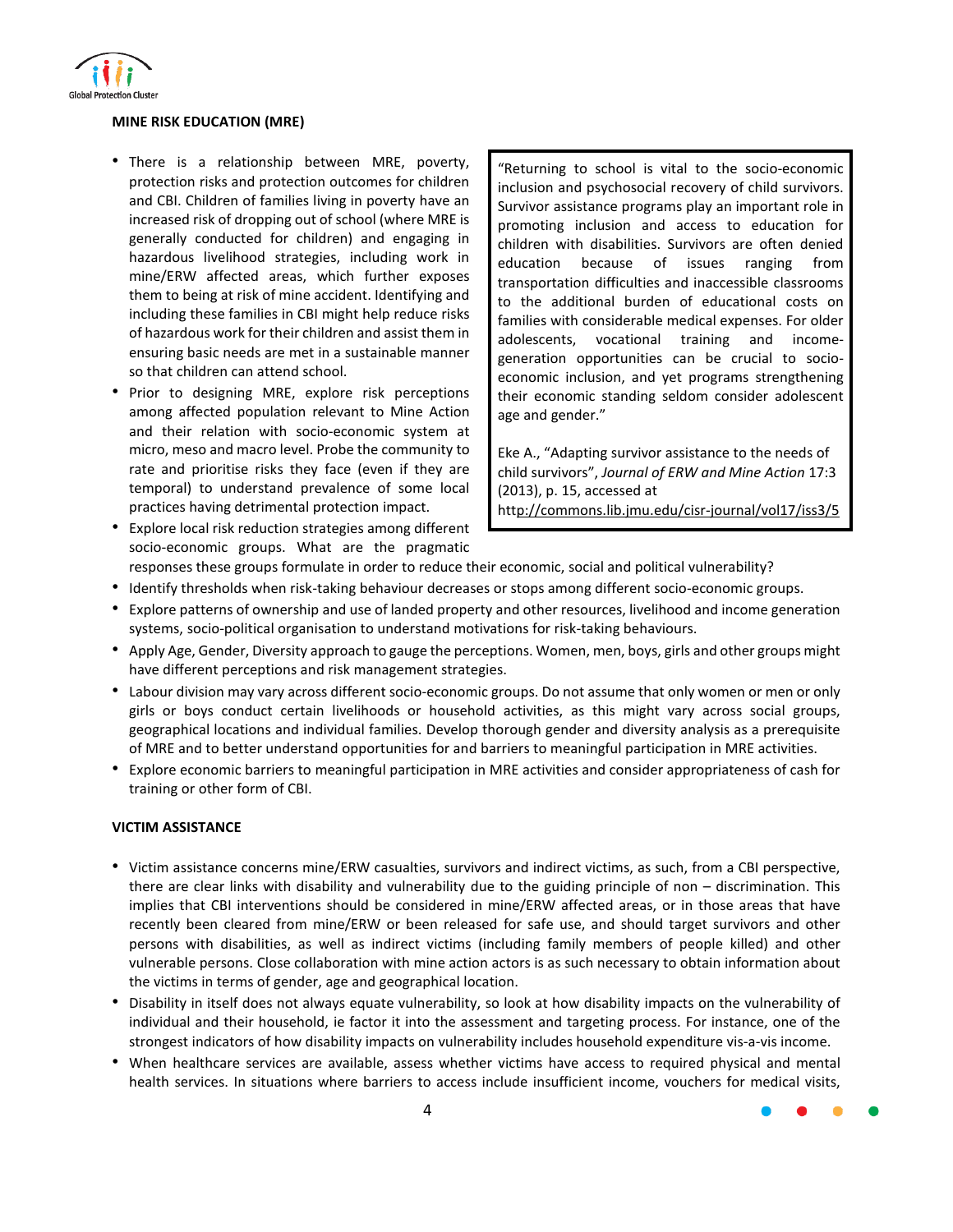**MINE RISK EDUCATION (MRE)**

- There is a relationship between MRE, poverty, protection risks and protection outcomes for children and CBI. Children of families living in poverty have an increased risk of dropping out of school (where MRE is generally conducted for children) and engaging in hazardous livelihood strategies, including work in mine/ERW affected areas, which further exposes them to being at risk of mine accident. Identifying and including these families in CBI might help reduce risks of hazardous work for their children and assist them in ensuring basic needs are met in a sustainable manner so that children can attend school.
- Prior to designing MRE, explore risk perceptions among affected population relevant to Mine Action and their relation with socio-economic system at micro, meso and macro level. Probe the community to rate and prioritise risks they face (even if they are temporal) to understand prevalence of some local practices having detrimental protection impact.
- Explore local risk reduction strategies among different socio-economic groups. What are the pragmatic responses these groups formulate in order to reduce their economic, social and political vulnerability?
- Identify thresholds when risk-taking behaviour decreases or stops among different socio-economic groups.
- Explore patterns of ownership and use of landed property and other resources, livelihood and income generation systems, socio-political organisation to understand motivations for risk-taking behaviours.
- Apply Age, Gender, Diversity approach to gauge the perceptions. Women, men, boys, girls and other groups might have different perceptions and risk management strategies.
- Labour division may vary across different socio-economic groups. Do not assume that only women or men or only girls or boys conduct certain livelihoods or household activities, as this might vary across social groups, geographical locations and individual families. Develop thorough gender and diversity analysis as a prerequisite of MRE and to better understand opportunities for and barriers to meaningful participation in MRE activities.
- Explore economic barriers to meaningful participation in MRE activities and consider appropriateness of cash for training or other form of CBI.

> "Returning to school is vital to the socio-economic inclusion and psychosocial recovery of child survivors. Survivor assistance programs play an important role in promoting inclusion and access to education for children with disabilities. Survivors are often denied education because of issues ranging from transportation difficulties and inaccessible classrooms to the additional burden of educational costs on families with considerable medical expenses. For older adolescents, vocational training and income-generation opportunities can be crucial to socio-economic inclusion, and yet programs strengthening their economic standing seldom consider adolescent age and gender."
>
> Eke A., "Adapting survivor assistance to the needs of child survivors", *Journal of ERW and Mine Action* 17:3 (2013), p. 15, accessed at http://commons.lib.jmu.edu/cisr-journal/vol17/iss3/5

**VICTIM ASSISTANCE**

- Victim assistance concerns mine/ERW casualties, survivors and indirect victims, as such, from a CBI perspective, there are clear links with disability and vulnerability due to the guiding principle of non – discrimination. This implies that CBI interventions should be considered in mine/ERW affected areas, or in those areas that have recently been cleared from mine/ERW or been released for safe use, and should target survivors and other persons with disabilities, as well as indirect victims (including family members of people killed) and other vulnerable persons. Close collaboration with mine action actors is as such necessary to obtain information about the victims in terms of gender, age and geographical location.
- Disability in itself does not always equate vulnerability, so look at how disability impacts on the vulnerability of individual and their household, ie factor it into the assessment and targeting process. For instance, one of the strongest indicators of how disability impacts on vulnerability includes household expenditure vis-a-vis income.
- When healthcare services are available, assess whether victims have access to required physical and mental health services. In situations where barriers to access include insufficient income, vouchers for medical visits,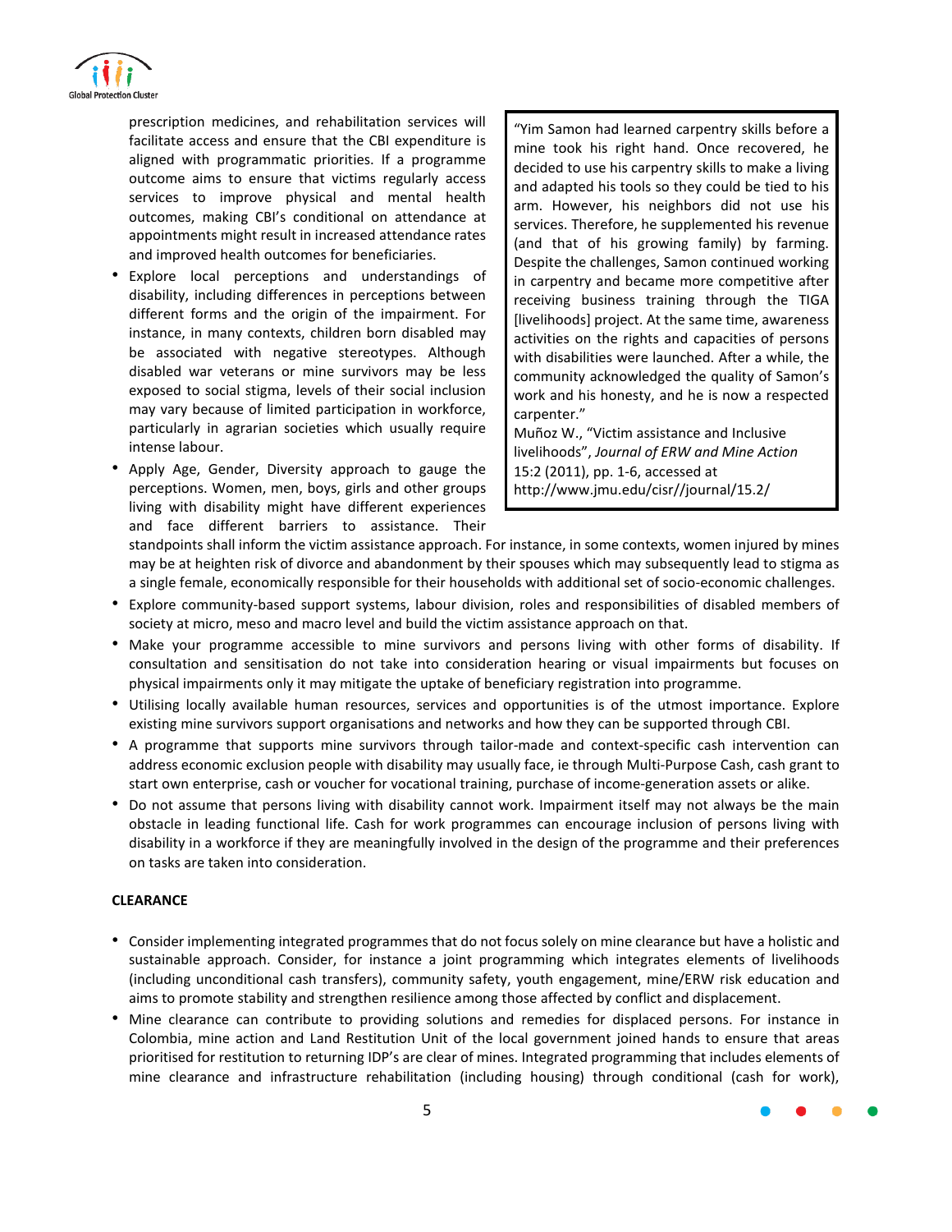prescription medicines, and rehabilitation services will facilitate access and ensure that the CBI expenditure is aligned with programmatic priorities. If a programme outcome aims to ensure that victims regularly access services to improve physical and mental health outcomes, making CBI's conditional on attendance at appointments might result in increased attendance rates and improved health outcomes for beneficiaries.

- Explore local perceptions and understandings of disability, including differences in perceptions between different forms and the origin of the impairment. For instance, in many contexts, children born disabled may be associated with negative stereotypes. Although disabled war veterans or mine survivors may be less exposed to social stigma, levels of their social inclusion may vary because of limited participation in workforce, particularly in agrarian societies which usually require intense labour.
- Apply Age, Gender, Diversity approach to gauge the perceptions. Women, men, boys, girls and other groups living with disability might have different experiences and face different barriers to assistance. Their standpoints shall inform the victim assistance approach. For instance, in some contexts, women injured by mines may be at heighten risk of divorce and abandonment by their spouses which may subsequently lead to stigma as a single female, economically responsible for their households with additional set of socio-economic challenges.
- Explore community-based support systems, labour division, roles and responsibilities of disabled members of society at micro, meso and macro level and build the victim assistance approach on that.
- Make your programme accessible to mine survivors and persons living with other forms of disability. If consultation and sensitisation do not take into consideration hearing or visual impairments but focuses on physical impairments only it may mitigate the uptake of beneficiary registration into programme.
- Utilising locally available human resources, services and opportunities is of the utmost importance. Explore existing mine survivors support organisations and networks and how they can be supported through CBI.
- A programme that supports mine survivors through tailor-made and context-specific cash intervention can address economic exclusion people with disability may usually face, ie through Multi-Purpose Cash, cash grant to start own enterprise, cash or voucher for vocational training, purchase of income-generation assets or alike.
- Do not assume that persons living with disability cannot work. Impairment itself may not always be the main obstacle in leading functional life. Cash for work programmes can encourage inclusion of persons living with disability in a workforce if they are meaningfully involved in the design of the programme and their preferences on tasks are taken into consideration.

> "Yim Samon had learned carpentry skills before a mine took his right hand. Once recovered, he decided to use his carpentry skills to make a living and adapted his tools so they could be tied to his arm. However, his neighbors did not use his services. Therefore, he supplemented his revenue (and that of his growing family) by farming. Despite the challenges, Samon continued working in carpentry and became more competitive after receiving business training through the TIGA [livelihoods] project. At the same time, awareness activities on the rights and capacities of persons with disabilities were launched. After a while, the community acknowledged the quality of Samon's work and his honesty, and he is now a respected carpenter."
>
> Muñoz W., "Victim assistance and Inclusive livelihoods", *Journal of ERW and Mine Action* 15:2 (2011), pp. 1-6, accessed at http://www.jmu.edu/cisr//journal/15.2/

**CLEARANCE**

- Consider implementing integrated programmes that do not focus solely on mine clearance but have a holistic and sustainable approach. Consider, for instance a joint programming which integrates elements of livelihoods (including unconditional cash transfers), community safety, youth engagement, mine/ERW risk education and aims to promote stability and strengthen resilience among those affected by conflict and displacement.
- Mine clearance can contribute to providing solutions and remedies for displaced persons. For instance in Colombia, mine action and Land Restitution Unit of the local government joined hands to ensure that areas prioritised for restitution to returning IDP's are clear of mines. Integrated programming that includes elements of mine clearance and infrastructure rehabilitation (including housing) through conditional (cash for work),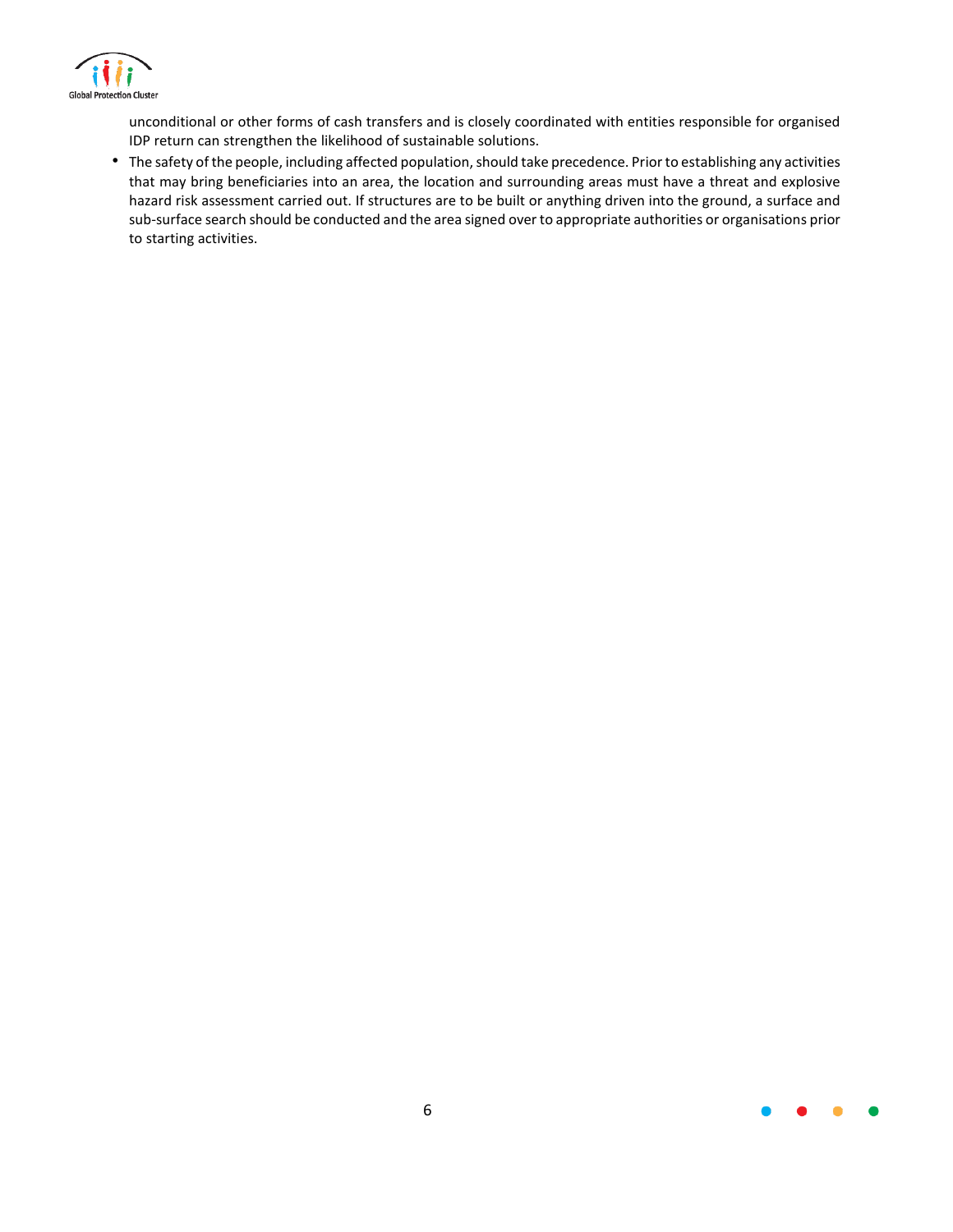unconditional or other forms of cash transfers and is closely coordinated with entities responsible for organised IDP return can strengthen the likelihood of sustainable solutions.

- The safety of the people, including affected population, should take precedence. Prior to establishing any activities that may bring beneficiaries into an area, the location and surrounding areas must have a threat and explosive hazard risk assessment carried out. If structures are to be built or anything driven into the ground, a surface and sub-surface search should be conducted and the area signed over to appropriate authorities or organisations prior to starting activities.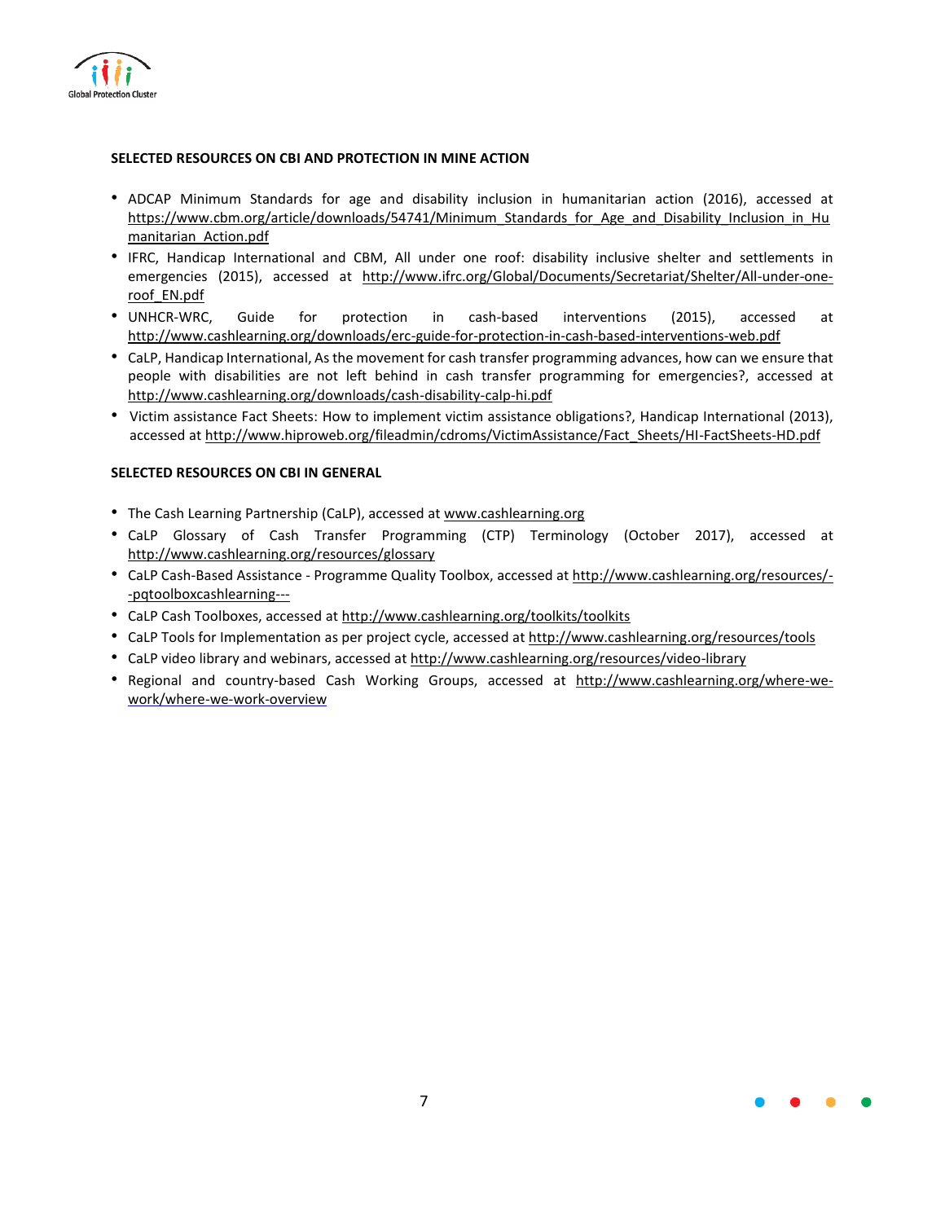**SELECTED RESOURCES ON CBI AND PROTECTION IN MINE ACTION**

- ADCAP Minimum Standards for age and disability inclusion in humanitarian action (2016), accessed at https://www.cbm.org/article/downloads/54741/Minimum_Standards_for_Age_and_Disability_Inclusion_in_Humanitarian_Action.pdf
- IFRC, Handicap International and CBM, All under one roof: disability inclusive shelter and settlements in emergencies (2015), accessed at http://www.ifrc.org/Global/Documents/Secretariat/Shelter/All-under-one-roof_EN.pdf
- UNHCR-WRC, Guide for protection in cash-based interventions (2015), accessed at http://www.cashlearning.org/downloads/erc-guide-for-protection-in-cash-based-interventions-web.pdf
- CaLP, Handicap International, As the movement for cash transfer programming advances, how can we ensure that people with disabilities are not left behind in cash transfer programming for emergencies?, accessed at http://www.cashlearning.org/downloads/cash-disability-calp-hi.pdf
- Victim assistance Fact Sheets: How to implement victim assistance obligations?, Handicap International (2013), accessed at http://www.hiproweb.org/fileadmin/cdroms/VictimAssistance/Fact_Sheets/HI-FactSheets-HD.pdf

**SELECTED RESOURCES ON CBI IN GENERAL**

- The Cash Learning Partnership (CaLP), accessed at www.cashlearning.org
- CaLP Glossary of Cash Transfer Programming (CTP) Terminology (October 2017), accessed at http://www.cashlearning.org/resources/glossary
- CaLP Cash-Based Assistance - Programme Quality Toolbox, accessed at http://www.cashlearning.org/resources/--pqtoolboxcashlearning---
- CaLP Cash Toolboxes, accessed at http://www.cashlearning.org/toolkits/toolkits
- CaLP Tools for Implementation as per project cycle, accessed at http://www.cashlearning.org/resources/tools
- CaLP video library and webinars, accessed at http://www.cashlearning.org/resources/video-library
- Regional and country-based Cash Working Groups, accessed at http://www.cashlearning.org/where-we-work/where-we-work-overview